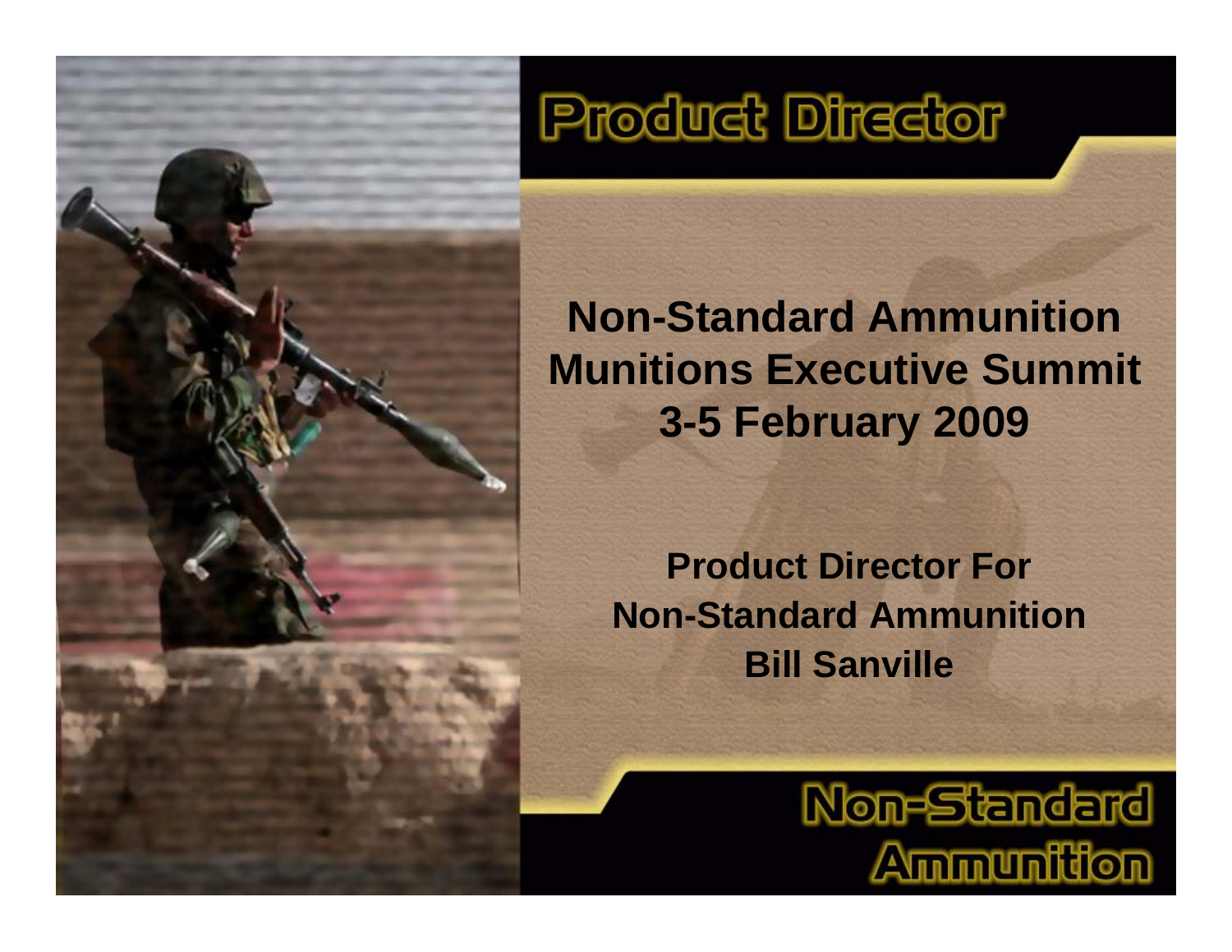# Product Director

## Non-Standard Ammunition Munitions Executive Summit 3-5 February 2009

**Product Director For**
**Non-Standard Ammunition**
**Bill Sanville**

Non-Standard Ammunition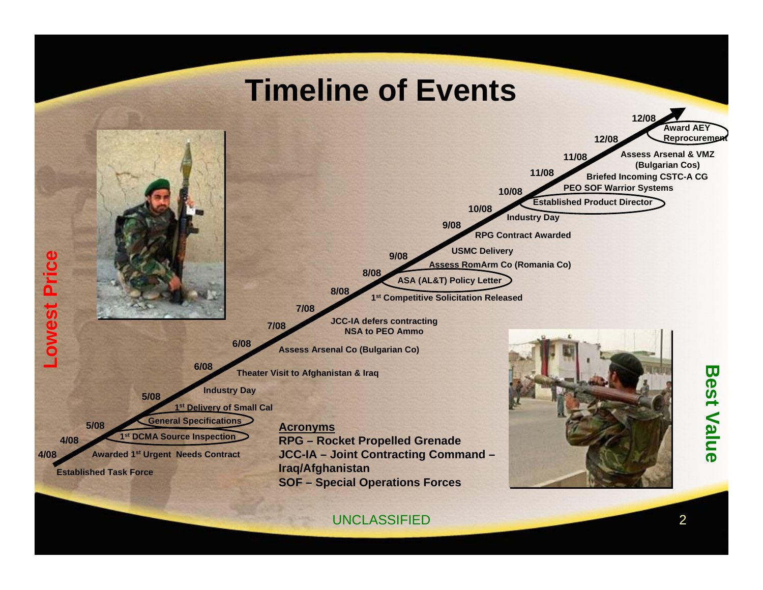# Timeline of Events

**Lowest Price** → **Best Value**

- **4/08** Established Task Force
- **4/08** Awarded 1st Urgent Needs Contract
- **5/08** 1st DCMA Source Inspection
- **5/08** General Specifications
- 1st Delivery of Small Cal
- **6/08** Industry Day
- **6/08** Theater Visit to Afghanistan & Iraq
- **7/08** Assess Arsenal Co (Bulgarian Co)
- **7/08** JCC-IA defers contracting NSA to PEO Ammo
- **8/08** 1st Competitive Solicitation Released
- **8/08** ASA (AL&T) Policy Letter
- **9/08** Assess RomArm Co (Romania Co)
- USMC Delivery
- **9/08** RPG Contract Awarded
- **10/08** Industry Day
- **10/08** Established Product Director
- PEO SOF Warrior Systems
- **11/08** Briefed Incoming CSTC-A CG
- **11/08** Assess Arsenal & VMZ (Bulgarian Cos)
- **12/08** Award AEY Reprocurement
- **12/08**

**Acronyms**

**RPG – Rocket Propelled Grenade**
**JCC-IA – Joint Contracting Command – Iraq/Afghanistan**
**SOF – Special Operations Forces**

UNCLASSIFIED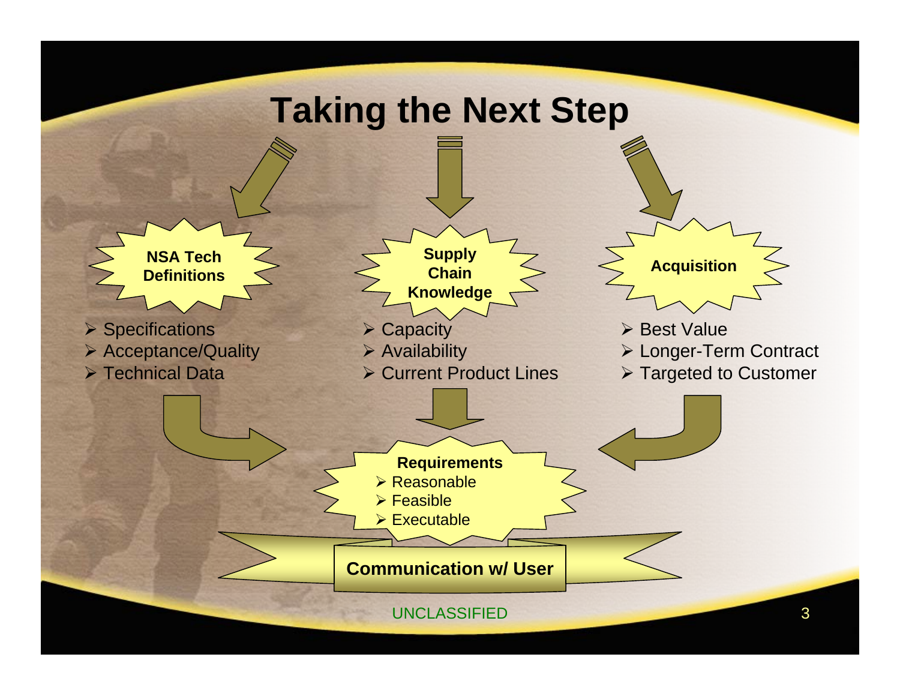# Taking the Next Step

**NSA Tech Definitions**

- Specifications
- Acceptance/Quality
- Technical Data

**Supply Chain Knowledge**

- Capacity
- Availability
- Current Product Lines

**Acquisition**

- Best Value
- Longer-Term Contract
- Targeted to Customer

**Requirements**

- Reasonable
- Feasible
- Executable

**Communication w/ User**

UNCLASSIFIED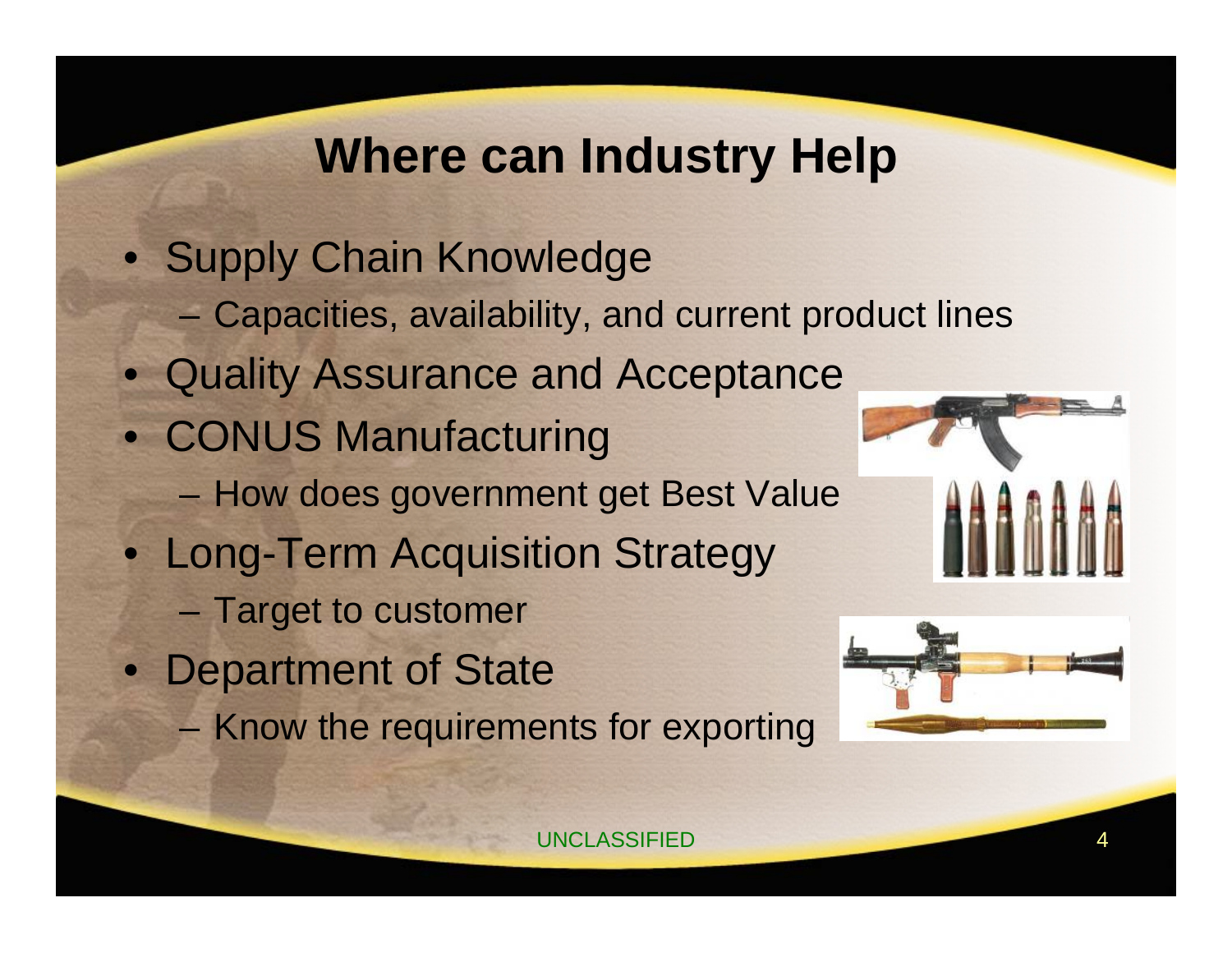# Where can Industry Help

- Supply Chain Knowledge
  - Capacities, availability, and current product lines
- Quality Assurance and Acceptance
- CONUS Manufacturing
  - How does government get Best Value
- Long-Term Acquisition Strategy
  - Target to customer
- Department of State
  - Know the requirements for exporting

UNCLASSIFIED